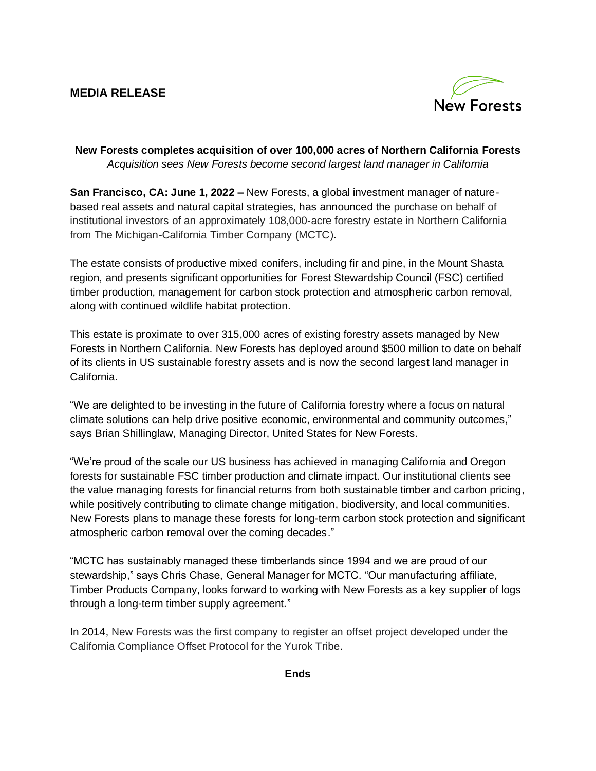**MEDIA RELEASE**

New Forests

# New Forests completes acquisition of over 100,000 acres of Northern California Forests

*Acquisition sees New Forests become second largest land manager in California*

**San Francisco, CA: June 1, 2022 –** New Forests, a global investment manager of nature-based real assets and natural capital strategies, has announced the purchase on behalf of institutional investors of an approximately 108,000-acre forestry estate in Northern California from The Michigan-California Timber Company (MCTC).

The estate consists of productive mixed conifers, including fir and pine, in the Mount Shasta region, and presents significant opportunities for Forest Stewardship Council (FSC) certified timber production, management for carbon stock protection and atmospheric carbon removal, along with continued wildlife habitat protection.

This estate is proximate to over 315,000 acres of existing forestry assets managed by New Forests in Northern California. New Forests has deployed around $500 million to date on behalf of its clients in US sustainable forestry assets and is now the second largest land manager in California.

"We are delighted to be investing in the future of California forestry where a focus on natural climate solutions can help drive positive economic, environmental and community outcomes," says Brian Shillinglaw, Managing Director, United States for New Forests.

"We're proud of the scale our US business has achieved in managing California and Oregon forests for sustainable FSC timber production and climate impact. Our institutional clients see the value managing forests for financial returns from both sustainable timber and carbon pricing, while positively contributing to climate change mitigation, biodiversity, and local communities. New Forests plans to manage these forests for long-term carbon stock protection and significant atmospheric carbon removal over the coming decades."

"MCTC has sustainably managed these timberlands since 1994 and we are proud of our stewardship," says Chris Chase, General Manager for MCTC. "Our manufacturing affiliate, Timber Products Company, looks forward to working with New Forests as a key supplier of logs through a long-term timber supply agreement."

In 2014, New Forests was the first company to register an offset project developed under the California Compliance Offset Protocol for the Yurok Tribe.

**Ends**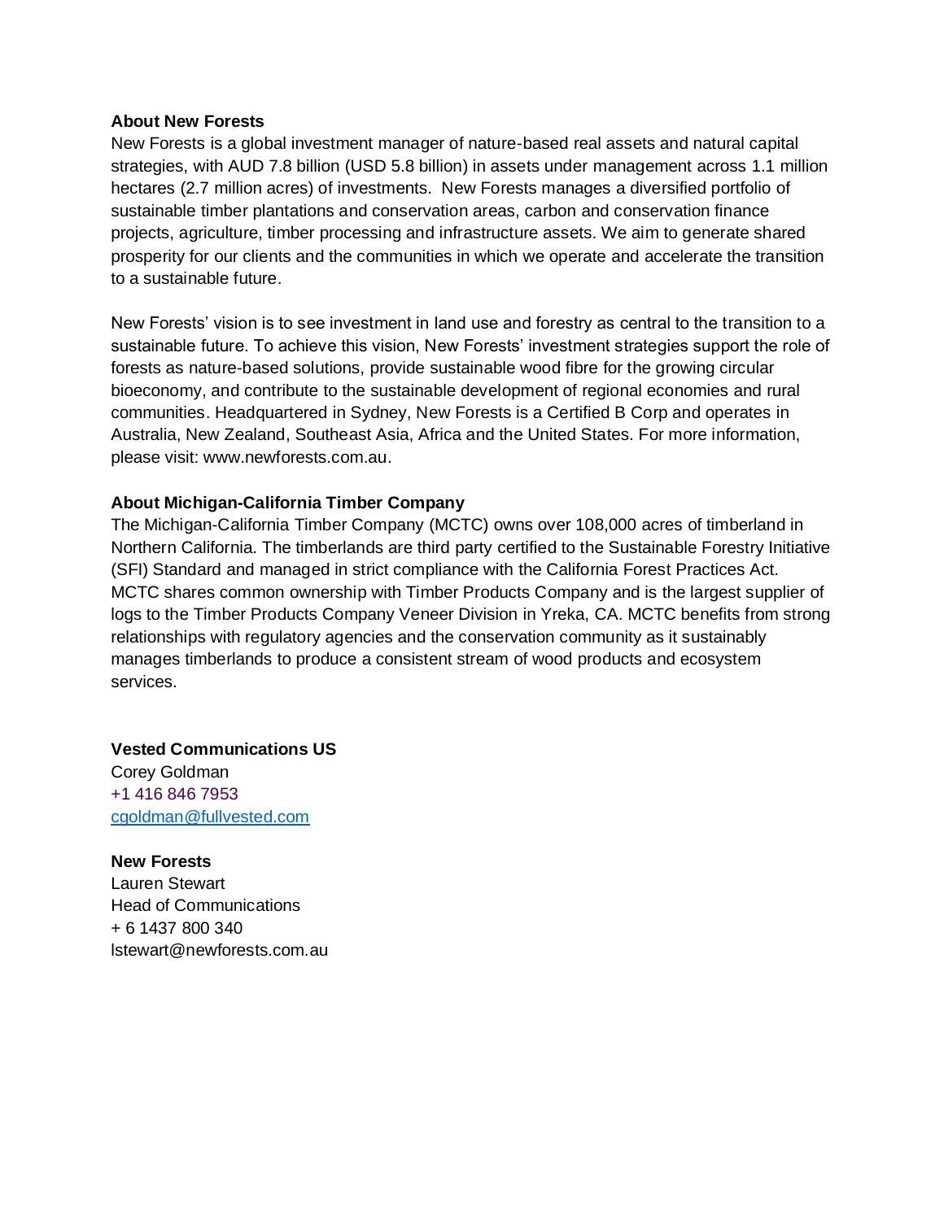**About New Forests**

New Forests is a global investment manager of nature-based real assets and natural capital strategies, with AUD 7.8 billion (USD 5.8 billion) in assets under management across 1.1 million hectares (2.7 million acres) of investments. New Forests manages a diversified portfolio of sustainable timber plantations and conservation areas, carbon and conservation finance projects, agriculture, timber processing and infrastructure assets. We aim to generate shared prosperity for our clients and the communities in which we operate and accelerate the transition to a sustainable future.

New Forests' vision is to see investment in land use and forestry as central to the transition to a sustainable future. To achieve this vision, New Forests' investment strategies support the role of forests as nature-based solutions, provide sustainable wood fibre for the growing circular bioeconomy, and contribute to the sustainable development of regional economies and rural communities. Headquartered in Sydney, New Forests is a Certified B Corp and operates in Australia, New Zealand, Southeast Asia, Africa and the United States. For more information, please visit: www.newforests.com.au.

**About Michigan-California Timber Company**

The Michigan-California Timber Company (MCTC) owns over 108,000 acres of timberland in Northern California. The timberlands are third party certified to the Sustainable Forestry Initiative (SFI) Standard and managed in strict compliance with the California Forest Practices Act. MCTC shares common ownership with Timber Products Company and is the largest supplier of logs to the Timber Products Company Veneer Division in Yreka, CA. MCTC benefits from strong relationships with regulatory agencies and the conservation community as it sustainably manages timberlands to produce a consistent stream of wood products and ecosystem services.

**Vested Communications US**
Corey Goldman
+1 416 846 7953
cgoldman@fullvested.com

**New Forests**
Lauren Stewart
Head of Communications
+ 6 1437 800 340
lstewart@newforests.com.au